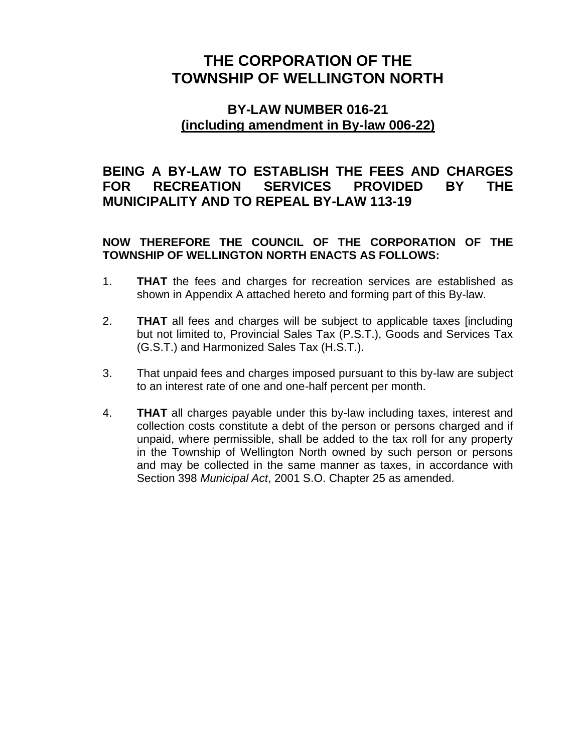# THE CORPORATION OF THE TOWNSHIP OF WELLINGTON NORTH

## BY-LAW NUMBER 016-21
## <u>(including amendment in By-law 006-22)</u>

### BEING A BY-LAW TO ESTABLISH THE FEES AND CHARGES FOR RECREATION SERVICES PROVIDED BY THE MUNICIPALITY AND TO REPEAL BY-LAW 113-19

**NOW THEREFORE THE COUNCIL OF THE CORPORATION OF THE TOWNSHIP OF WELLINGTON NORTH ENACTS AS FOLLOWS:**

1. **THAT** the fees and charges for recreation services are established as shown in Appendix A attached hereto and forming part of this By-law.

2. **THAT** all fees and charges will be subject to applicable taxes [including but not limited to, Provincial Sales Tax (P.S.T.), Goods and Services Tax (G.S.T.) and Harmonized Sales Tax (H.S.T.).

3. That unpaid fees and charges imposed pursuant to this by-law are subject to an interest rate of one and one-half percent per month.

4. **THAT** all charges payable under this by-law including taxes, interest and collection costs constitute a debt of the person or persons charged and if unpaid, where permissible, shall be added to the tax roll for any property in the Township of Wellington North owned by such person or persons and may be collected in the same manner as taxes, in accordance with Section 398 *Municipal Act*, 2001 S.O. Chapter 25 as amended.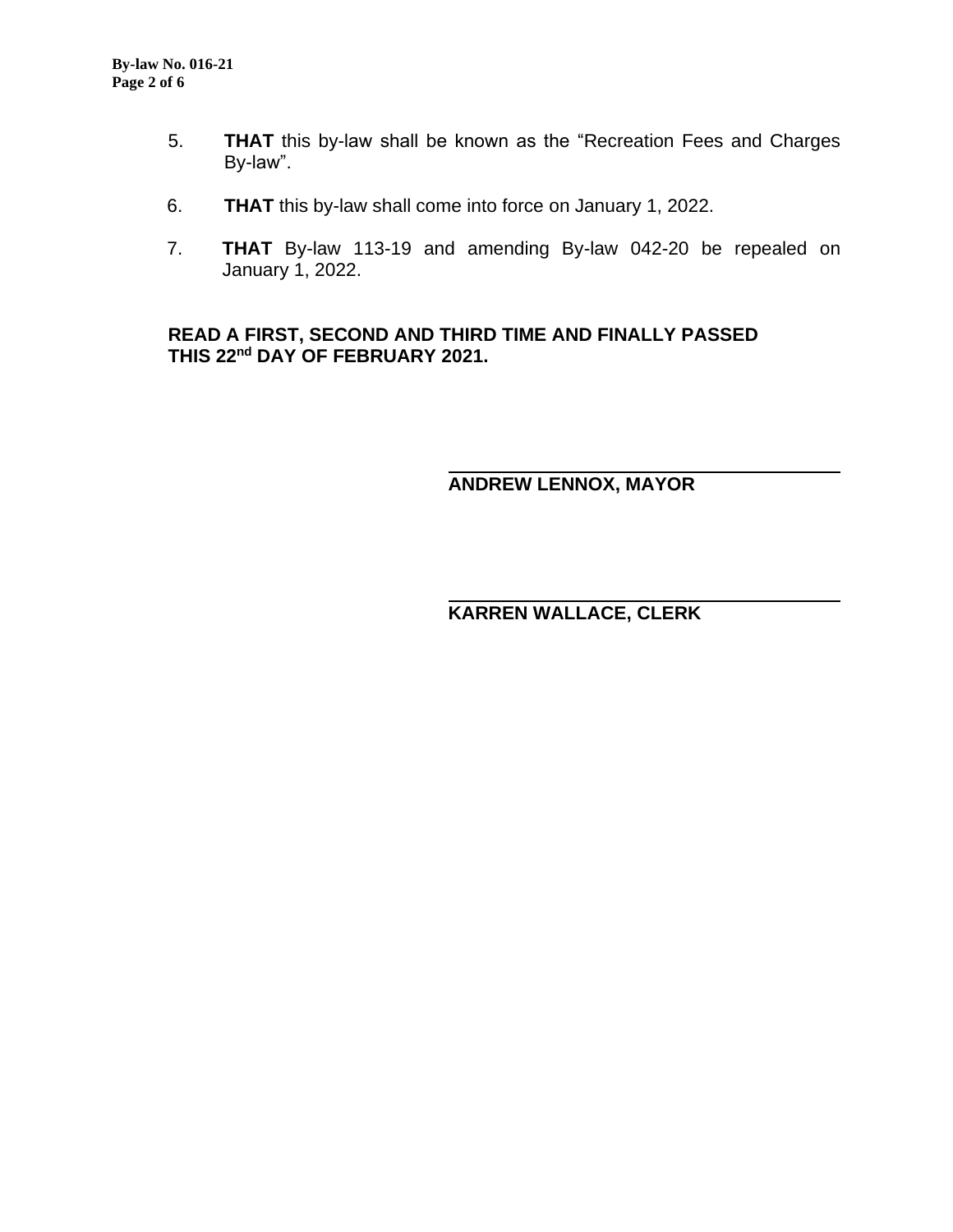5. **THAT** this by-law shall be known as the “Recreation Fees and Charges By-law”.

6. **THAT** this by-law shall come into force on January 1, 2022.

7. **THAT** By-law 113-19 and amending By-law 042-20 be repealed on January 1, 2022.

**READ A FIRST, SECOND AND THIRD TIME AND FINALLY PASSED THIS 22nd DAY OF FEBRUARY 2021.**

**ANDREW LENNOX, MAYOR**

**KARREN WALLACE, CLERK**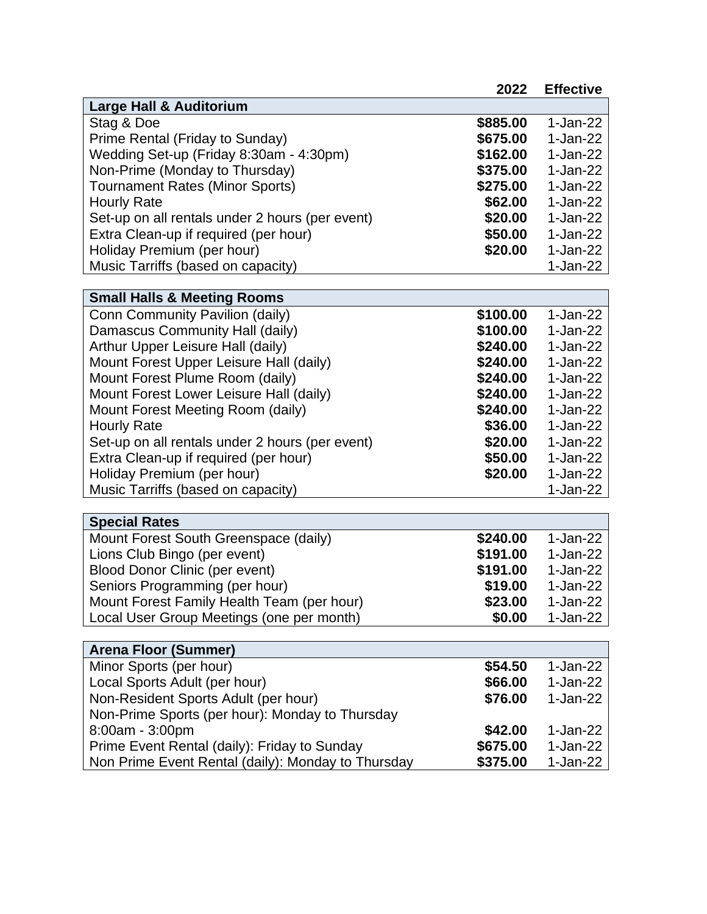| | 2022 | Effective |
|---|---|---|
| **Large Hall & Auditorium** | | |
| Stag & Doe | **$885.00** | 1-Jan-22 |
| Prime Rental (Friday to Sunday) | **$675.00** | 1-Jan-22 |
| Wedding Set-up (Friday 8:30am - 4:30pm) | **$162.00** | 1-Jan-22 |
| Non-Prime (Monday to Thursday) | **$375.00** | 1-Jan-22 |
| Tournament Rates (Minor Sports) | **$275.00** | 1-Jan-22 |
| Hourly Rate | **$62.00** | 1-Jan-22 |
| Set-up on all rentals under 2 hours (per event) | **$20.00** | 1-Jan-22 |
| Extra Clean-up if required (per hour) | **$50.00** | 1-Jan-22 |
| Holiday Premium (per hour) | **$20.00** | 1-Jan-22 |
| Music Tarriffs (based on capacity) | | 1-Jan-22 |

| **Small Halls & Meeting Rooms** | | |
|---|---|---|
| Conn Community Pavilion (daily) | **$100.00** | 1-Jan-22 |
| Damascus Community Hall (daily) | **$100.00** | 1-Jan-22 |
| Arthur Upper Leisure Hall (daily) | **$240.00** | 1-Jan-22 |
| Mount Forest Upper Leisure Hall (daily) | **$240.00** | 1-Jan-22 |
| Mount Forest Plume Room (daily) | **$240.00** | 1-Jan-22 |
| Mount Forest Lower Leisure Hall (daily) | **$240.00** | 1-Jan-22 |
| Mount Forest Meeting Room (daily) | **$240.00** | 1-Jan-22 |
| Hourly Rate | **$36.00** | 1-Jan-22 |
| Set-up on all rentals under 2 hours (per event) | **$20.00** | 1-Jan-22 |
| Extra Clean-up if required (per hour) | **$50.00** | 1-Jan-22 |
| Holiday Premium (per hour) | **$20.00** | 1-Jan-22 |
| Music Tarriffs (based on capacity) | | 1-Jan-22 |

| **Special Rates** | | |
|---|---|---|
| Mount Forest South Greenspace (daily) | **$240.00** | 1-Jan-22 |
| Lions Club Bingo (per event) | **$191.00** | 1-Jan-22 |
| Blood Donor Clinic (per event) | **$191.00** | 1-Jan-22 |
| Seniors Programming (per hour) | **$19.00** | 1-Jan-22 |
| Mount Forest Family Health Team (per hour) | **$23.00** | 1-Jan-22 |
| Local User Group Meetings (one per month) | **$0.00** | 1-Jan-22 |

| **Arena Floor (Summer)** | | |
|---|---|---|
| Minor Sports (per hour) | **$54.50** | 1-Jan-22 |
| Local Sports Adult (per hour) | **$66.00** | 1-Jan-22 |
| Non-Resident Sports Adult (per hour) | **$76.00** | 1-Jan-22 |
| Non-Prime Sports (per hour): Monday to Thursday 8:00am - 3:00pm | **$42.00** | 1-Jan-22 |
| Prime Event Rental (daily): Friday to Sunday | **$675.00** | 1-Jan-22 |
| Non Prime Event Rental (daily): Monday to Thursday | **$375.00** | 1-Jan-22 |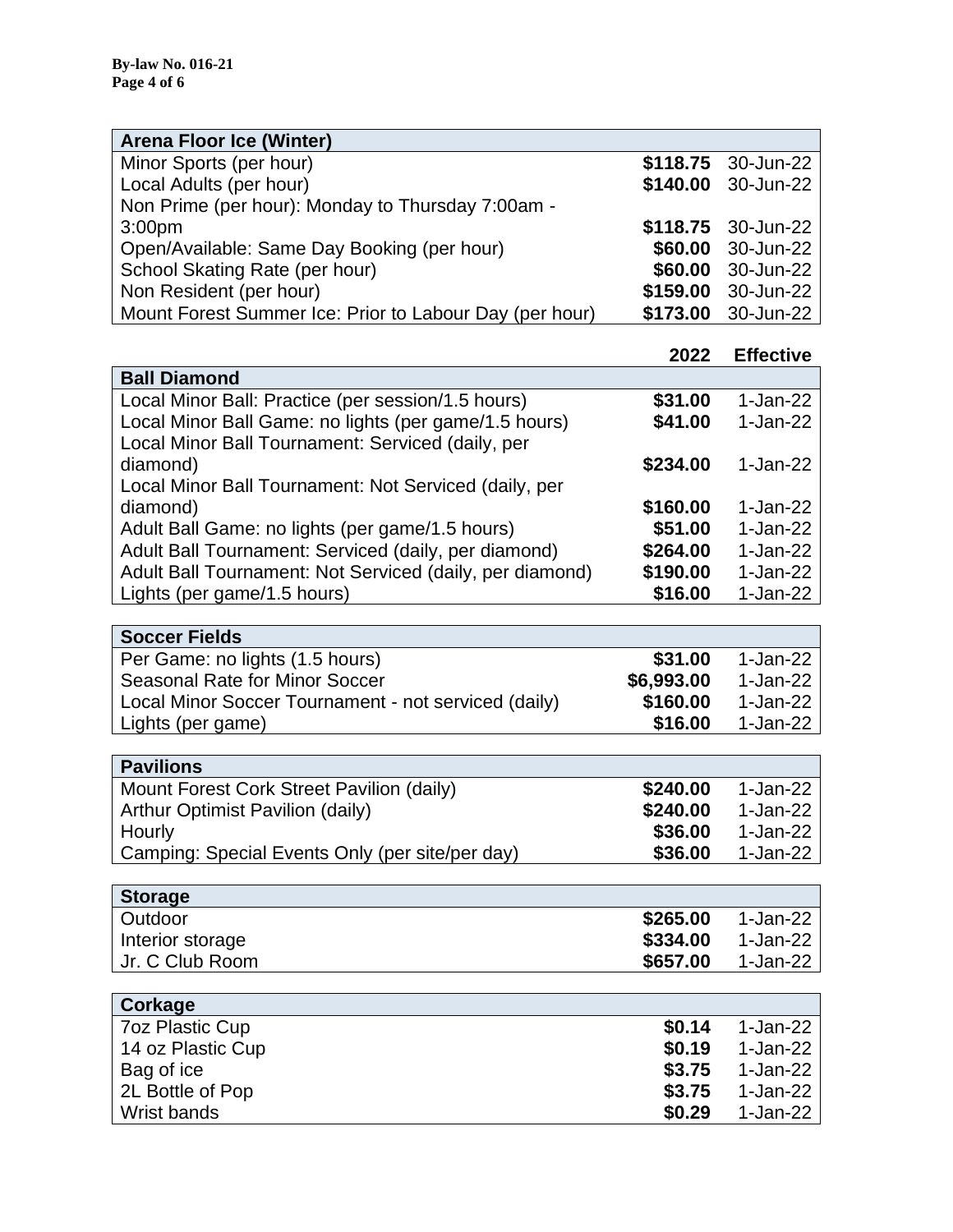| Arena Floor Ice (Winter) | | |
|---|---|---|
| Minor Sports (per hour) | **$118.75** | 30-Jun-22 |
| Local Adults (per hour) | **$140.00** | 30-Jun-22 |
| Non Prime (per hour): Monday to Thursday 7:00am - 3:00pm | **$118.75** | 30-Jun-22 |
| Open/Available: Same Day Booking (per hour) | **$60.00** | 30-Jun-22 |
| School Skating Rate (per hour) | **$60.00** | 30-Jun-22 |
| Non Resident (per hour) | **$159.00** | 30-Jun-22 |
| Mount Forest Summer Ice: Prior to Labour Day (per hour) | **$173.00** | 30-Jun-22 |

| | 2022 | Effective |
|---|---|---|
| **Ball Diamond** | | |
| Local Minor Ball: Practice (per session/1.5 hours) | **$31.00** | 1-Jan-22 |
| Local Minor Ball Game: no lights (per game/1.5 hours) | **$41.00** | 1-Jan-22 |
| Local Minor Ball Tournament: Serviced (daily, per diamond) | **$234.00** | 1-Jan-22 |
| Local Minor Ball Tournament: Not Serviced (daily, per diamond) | **$160.00** | 1-Jan-22 |
| Adult Ball Game: no lights (per game/1.5 hours) | **$51.00** | 1-Jan-22 |
| Adult Ball Tournament: Serviced (daily, per diamond) | **$264.00** | 1-Jan-22 |
| Adult Ball Tournament: Not Serviced (daily, per diamond) | **$190.00** | 1-Jan-22 |
| Lights (per game/1.5 hours) | **$16.00** | 1-Jan-22 |

| Soccer Fields | | |
|---|---|---|
| Per Game: no lights (1.5 hours) | **$31.00** | 1-Jan-22 |
| Seasonal Rate for Minor Soccer | **$6,993.00** | 1-Jan-22 |
| Local Minor Soccer Tournament - not serviced (daily) | **$160.00** | 1-Jan-22 |
| Lights (per game) | **$16.00** | 1-Jan-22 |

| Pavilions | | |
|---|---|---|
| Mount Forest Cork Street Pavilion (daily) | **$240.00** | 1-Jan-22 |
| Arthur Optimist Pavilion (daily) | **$240.00** | 1-Jan-22 |
| Hourly | **$36.00** | 1-Jan-22 |
| Camping: Special Events Only (per site/per day) | **$36.00** | 1-Jan-22 |

| Storage | | |
|---|---|---|
| Outdoor | **$265.00** | 1-Jan-22 |
| Interior storage | **$334.00** | 1-Jan-22 |
| Jr. C Club Room | **$657.00** | 1-Jan-22 |

| Corkage | | |
|---|---|---|
| 7oz Plastic Cup | **$0.14** | 1-Jan-22 |
| 14 oz Plastic Cup | **$0.19** | 1-Jan-22 |
| Bag of ice | **$3.75** | 1-Jan-22 |
| 2L Bottle of Pop | **$3.75** | 1-Jan-22 |
| Wrist bands | **$0.29** | 1-Jan-22 |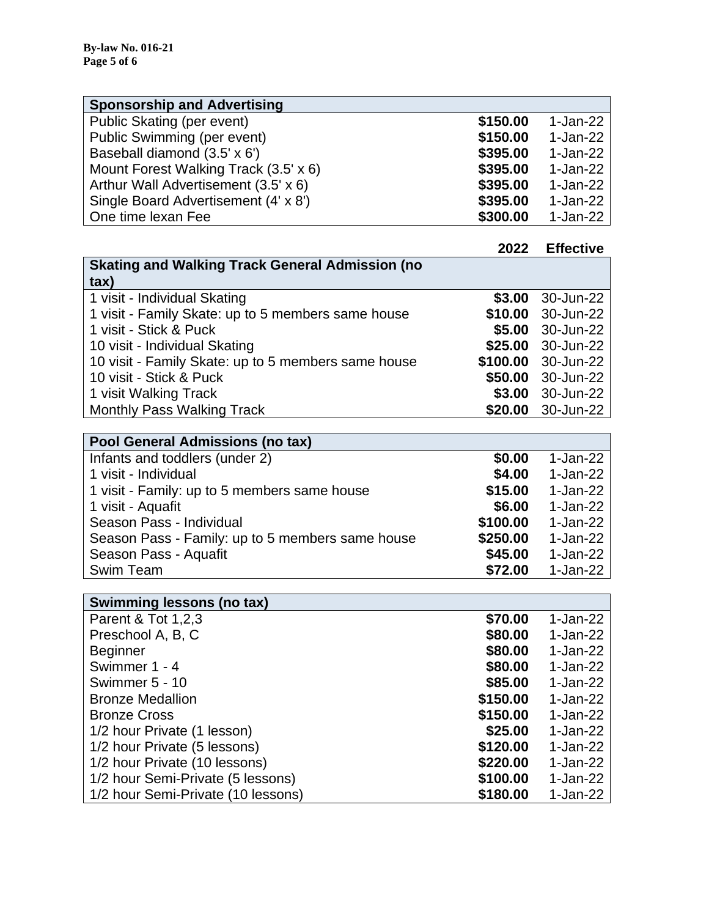| Sponsorship and Advertising | | |
|---|---|---|
| Public Skating (per event) | **$150.00** | 1-Jan-22 |
| Public Swimming (per event) | **$150.00** | 1-Jan-22 |
| Baseball diamond (3.5' x 6') | **$395.00** | 1-Jan-22 |
| Mount Forest Walking Track (3.5' x 6) | **$395.00** | 1-Jan-22 |
| Arthur Wall Advertisement (3.5' x 6) | **$395.00** | 1-Jan-22 |
| Single Board Advertisement (4' x 8') | **$395.00** | 1-Jan-22 |
| One time lexan Fee | **$300.00** | 1-Jan-22 |

| Skating and Walking Track General Admission (no tax) | 2022 | Effective |
|---|---|---|
| 1 visit - Individual Skating | **$3.00** | 30-Jun-22 |
| 1 visit - Family Skate: up to 5 members same house | **$10.00** | 30-Jun-22 |
| 1 visit - Stick & Puck | **$5.00** | 30-Jun-22 |
| 10 visit - Individual Skating | **$25.00** | 30-Jun-22 |
| 10 visit - Family Skate: up to 5 members same house | **$100.00** | 30-Jun-22 |
| 10 visit - Stick & Puck | **$50.00** | 30-Jun-22 |
| 1 visit Walking Track | **$3.00** | 30-Jun-22 |
| Monthly Pass Walking Track | **$20.00** | 30-Jun-22 |

| Pool General Admissions (no tax) | | |
|---|---|---|
| Infants and toddlers (under 2) | **$0.00** | 1-Jan-22 |
| 1 visit - Individual | **$4.00** | 1-Jan-22 |
| 1 visit - Family: up to 5 members same house | **$15.00** | 1-Jan-22 |
| 1 visit - Aquafit | **$6.00** | 1-Jan-22 |
| Season Pass - Individual | **$100.00** | 1-Jan-22 |
| Season Pass - Family: up to 5 members same house | **$250.00** | 1-Jan-22 |
| Season Pass - Aquafit | **$45.00** | 1-Jan-22 |
| Swim Team | **$72.00** | 1-Jan-22 |

| Swimming lessons (no tax) | | |
|---|---|---|
| Parent & Tot 1,2,3 | **$70.00** | 1-Jan-22 |
| Preschool A, B, C | **$80.00** | 1-Jan-22 |
| Beginner | **$80.00** | 1-Jan-22 |
| Swimmer 1 - 4 | **$80.00** | 1-Jan-22 |
| Swimmer 5 - 10 | **$85.00** | 1-Jan-22 |
| Bronze Medallion | **$150.00** | 1-Jan-22 |
| Bronze Cross | **$150.00** | 1-Jan-22 |
| 1/2 hour Private (1 lesson) | **$25.00** | 1-Jan-22 |
| 1/2 hour Private (5 lessons) | **$120.00** | 1-Jan-22 |
| 1/2 hour Private (10 lessons) | **$220.00** | 1-Jan-22 |
| 1/2 hour Semi-Private (5 lessons) | **$100.00** | 1-Jan-22 |
| 1/2 hour Semi-Private (10 lessons) | **$180.00** | 1-Jan-22 |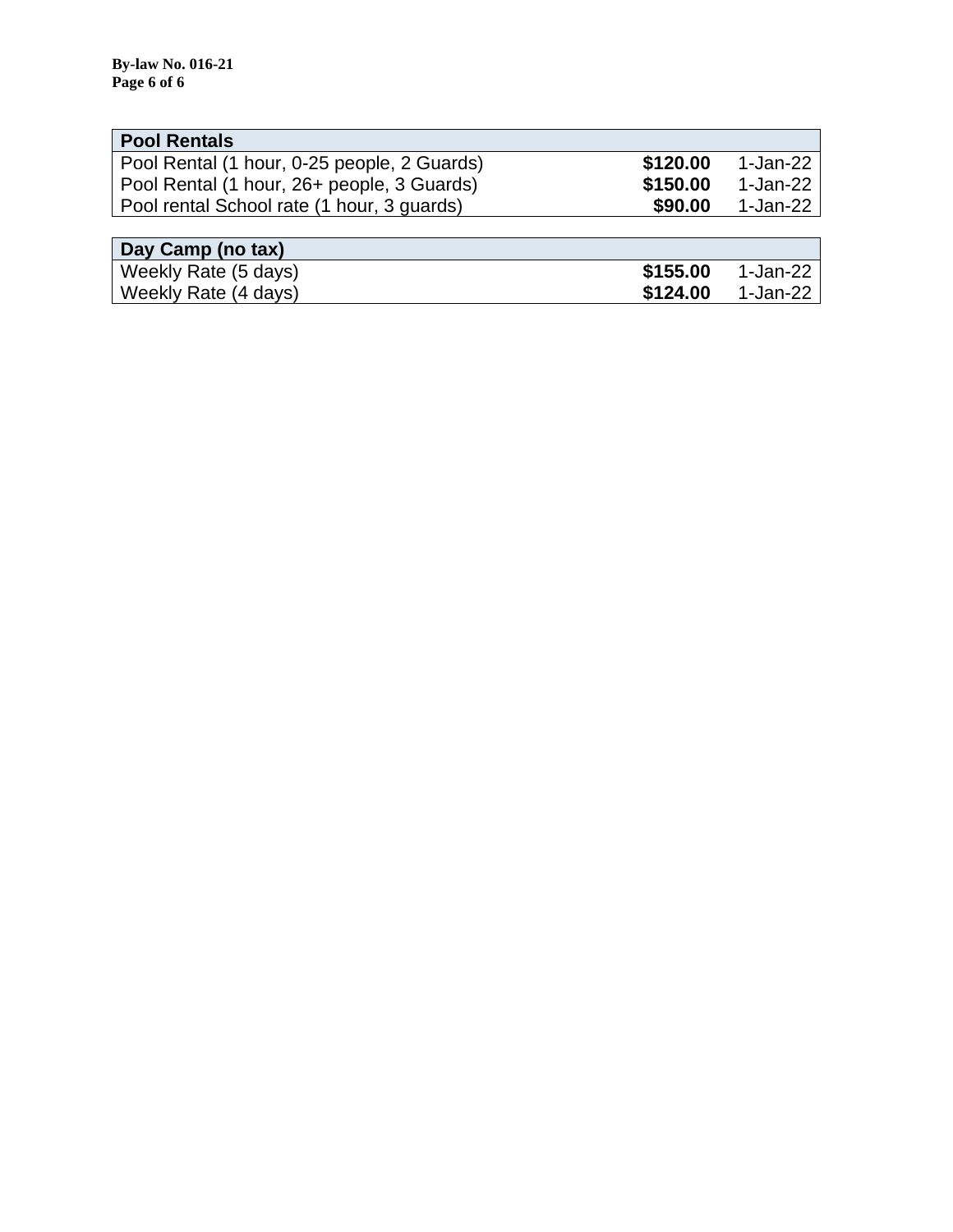| Pool Rentals | | |
|---|---|---|
| Pool Rental (1 hour, 0-25 people, 2 Guards) | **$120.00** | 1-Jan-22 |
| Pool Rental (1 hour, 26+ people, 3 Guards) | **$150.00** | 1-Jan-22 |
| Pool rental School rate (1 hour, 3 guards) | **$90.00** | 1-Jan-22 |

| Day Camp (no tax) | | |
|---|---|---|
| Weekly Rate (5 days) | **$155.00** | 1-Jan-22 |
| Weekly Rate (4 days) | **$124.00** | 1-Jan-22 |